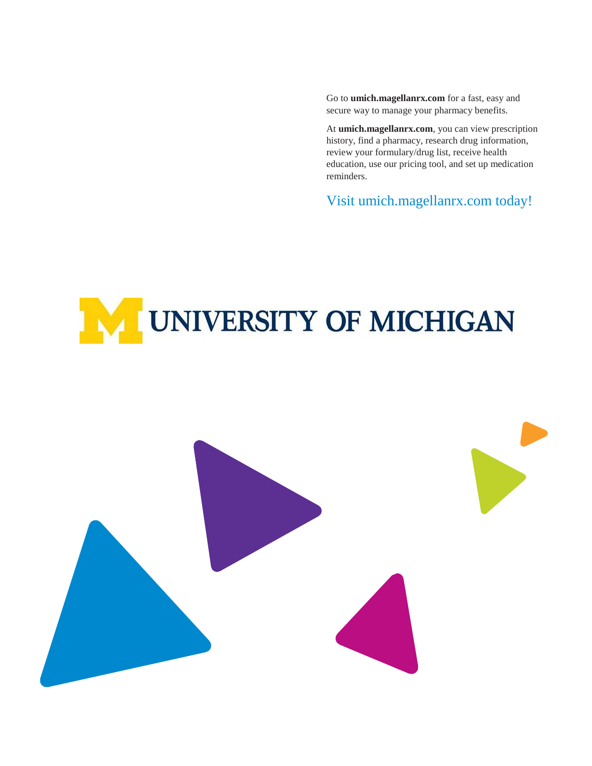Go to **umich.magellanrx.com** for a fast, easy and secure way to manage your pharmacy benefits.

At **umich.magellanrx.com**, you can view prescription history, find a pharmacy, research drug information, review your formulary/drug list, receive health education, use our pricing tool, and set up medication reminders.

Visit umich.magellanrx.com today!

UNIVERSITY OF MICHIGAN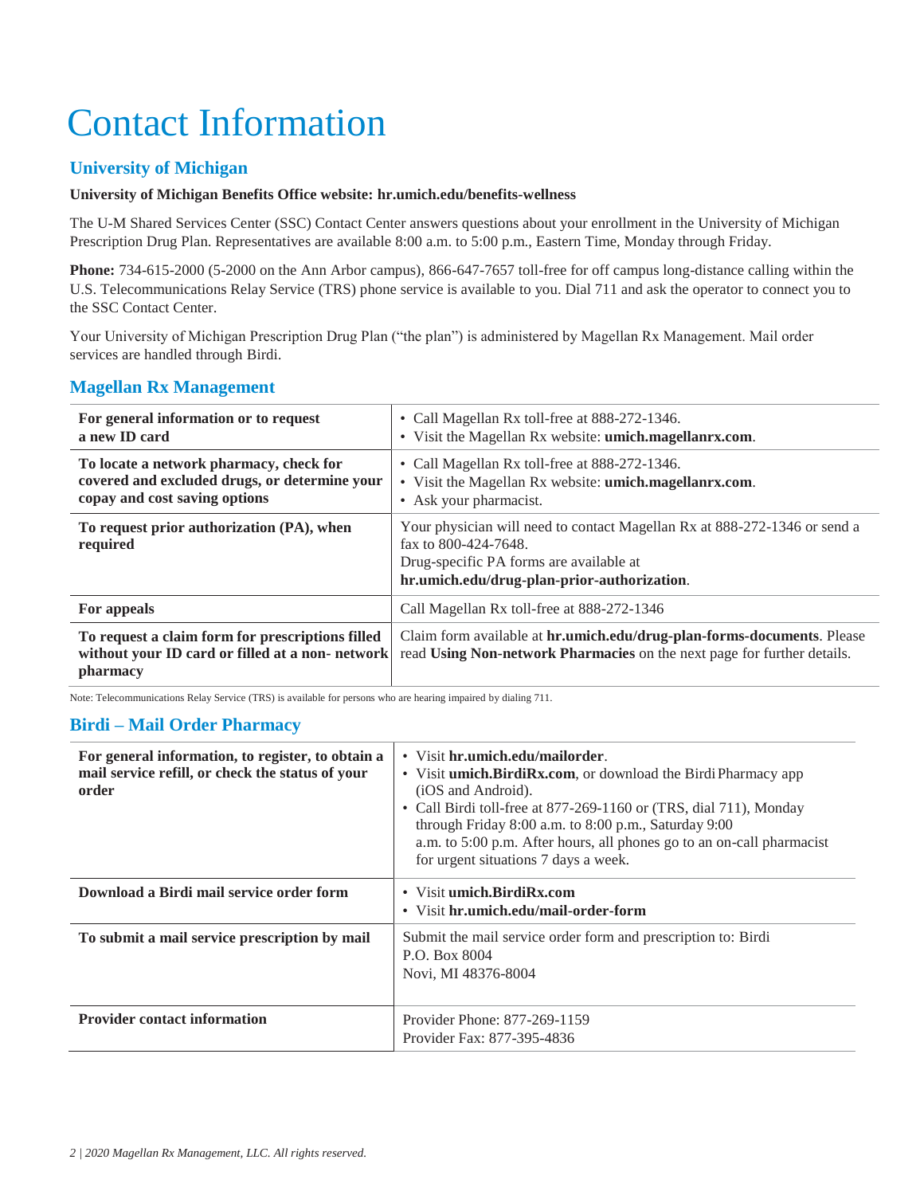# Contact Information

## University of Michigan

**University of Michigan Benefits Office website: hr.umich.edu/benefits-wellness**

The U-M Shared Services Center (SSC) Contact Center answers questions about your enrollment in the University of Michigan Prescription Drug Plan. Representatives are available 8:00 a.m. to 5:00 p.m., Eastern Time, Monday through Friday.

**Phone:** 734-615-2000 (5-2000 on the Ann Arbor campus), 866-647-7657 toll-free for off campus long-distance calling within the U.S. Telecommunications Relay Service (TRS) phone service is available to you. Dial 711 and ask the operator to connect you to the SSC Contact Center.

Your University of Michigan Prescription Drug Plan ("the plan") is administered by Magellan Rx Management. Mail order services are handled through Birdi.

## Magellan Rx Management

| | |
|---|---|
| **For general information or to request a new ID card** | • Call Magellan Rx toll-free at 888-272-1346.<br>• Visit the Magellan Rx website: **umich.magellanrx.com**. |
| **To locate a network pharmacy, check for covered and excluded drugs, or determine your copay and cost saving options** | • Call Magellan Rx toll-free at 888-272-1346.<br>• Visit the Magellan Rx website: **umich.magellanrx.com**.<br>• Ask your pharmacist. |
| **To request prior authorization (PA), when required** | Your physician will need to contact Magellan Rx at 888-272-1346 or send a fax to 800-424-7648.<br>Drug-specific PA forms are available at **hr.umich.edu/drug-plan-prior-authorization**. |
| **For appeals** | Call Magellan Rx toll-free at 888-272-1346 |
| **To request a claim form for prescriptions filled without your ID card or filled at a non- network pharmacy** | Claim form available at **hr.umich.edu/drug-plan-forms-documents**. Please read **Using Non-network Pharmacies** on the next page for further details. |

Note: Telecommunications Relay Service (TRS) is available for persons who are hearing impaired by dialing 711.

## Birdi – Mail Order Pharmacy

| | |
|---|---|
| **For general information, to register, to obtain a mail service refill, or check the status of your order** | • Visit **hr.umich.edu/mailorder**.<br>• Visit **umich.BirdiRx.com**, or download the Birdi Pharmacy app (iOS and Android).<br>• Call Birdi toll-free at 877-269-1160 or (TRS, dial 711), Monday through Friday 8:00 a.m. to 8:00 p.m., Saturday 9:00 a.m. to 5:00 p.m. After hours, all phones go to an on-call pharmacist for urgent situations 7 days a week. |
| **Download a Birdi mail service order form** | • Visit **umich.BirdiRx.com**<br>• Visit **hr.umich.edu/mail-order-form** |
| **To submit a mail service prescription by mail** | Submit the mail service order form and prescription to: Birdi<br>P.O. Box 8004<br>Novi, MI 48376-8004 |
| **Provider contact information** | Provider Phone: 877-269-1159<br>Provider Fax: 877-395-4836 |

*2020 Magellan Rx Management, LLC. All rights reserved.*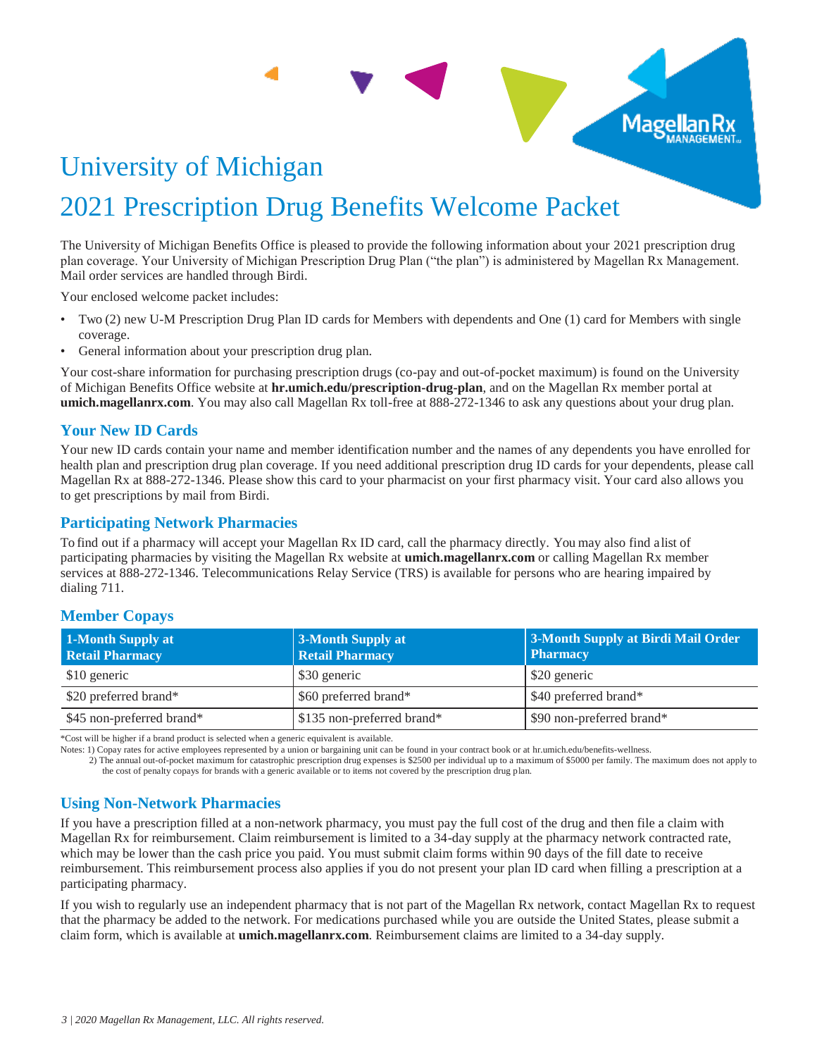// University of Michigan

# 2021 Prescription Drug Benefits Welcome Packet

The University of Michigan Benefits Office is pleased to provide the following information about your 2021 prescription drug plan coverage. Your University of Michigan Prescription Drug Plan ("the plan") is administered by Magellan Rx Management. Mail order services are handled through Birdi.

Your enclosed welcome packet includes:

- Two (2) new U-M Prescription Drug Plan ID cards for Members with dependents and One (1) card for Members with single coverage.
- General information about your prescription drug plan.

Your cost-share information for purchasing prescription drugs (co-pay and out-of-pocket maximum) is found on the University of Michigan Benefits Office website at **hr.umich.edu/prescription-drug-plan**, and on the Magellan Rx member portal at **umich.magellanrx.com**. You may also call Magellan Rx toll-free at 888-272-1346 to ask any questions about your drug plan.

## Your New ID Cards

Your new ID cards contain your name and member identification number and the names of any dependents you have enrolled for health plan and prescription drug plan coverage. If you need additional prescription drug ID cards for your dependents, please call Magellan Rx at 888-272-1346. Please show this card to your pharmacist on your first pharmacy visit. Your card also allows you to get prescriptions by mail from Birdi.

## Participating Network Pharmacies

To find out if a pharmacy will accept your Magellan Rx ID card, call the pharmacy directly. You may also find a list of participating pharmacies by visiting the Magellan Rx website at **umich.magellanrx.com** or calling Magellan Rx member services at 888-272-1346. Telecommunications Relay Service (TRS) is available for persons who are hearing impaired by dialing 711.

## Member Copays

| 1-Month Supply at Retail Pharmacy | 3-Month Supply at Retail Pharmacy | 3-Month Supply at Birdi Mail Order Pharmacy |
|---|---|---|
| $10 generic | $30 generic | $20 generic |
| $20 preferred brand* | $60 preferred brand* | $40 preferred brand* |
| $45 non-preferred brand* | $135 non-preferred brand* | $90 non-preferred brand* |

*Cost will be higher if a brand product is selected when a generic equivalent is available.

Notes: 1) Copay rates for active employees represented by a union or bargaining unit can be found in your contract book or at hr.umich.edu/benefits-wellness.

2) The annual out-of-pocket maximum for catastrophic prescription drug expenses is $2500 per individual up to a maximum of $5000 per family. The maximum does not apply to the cost of penalty copays for brands with a generic available or to items not covered by the prescription drug plan.

## Using Non-Network Pharmacies

If you have a prescription filled at a non-network pharmacy, you must pay the full cost of the drug and then file a claim with Magellan Rx for reimbursement. Claim reimbursement is limited to a 34-day supply at the pharmacy network contracted rate, which may be lower than the cash price you paid. You must submit claim forms within 90 days of the fill date to receive reimbursement. This reimbursement process also applies if you do not present your plan ID card when filling a prescription at a participating pharmacy.

If you wish to regularly use an independent pharmacy that is not part of the Magellan Rx network, contact Magellan Rx to request that the pharmacy be added to the network. For medications purchased while you are outside the United States, please submit a claim form, which is available at **umich.magellanrx.com**. Reimbursement claims are limited to a 34-day supply.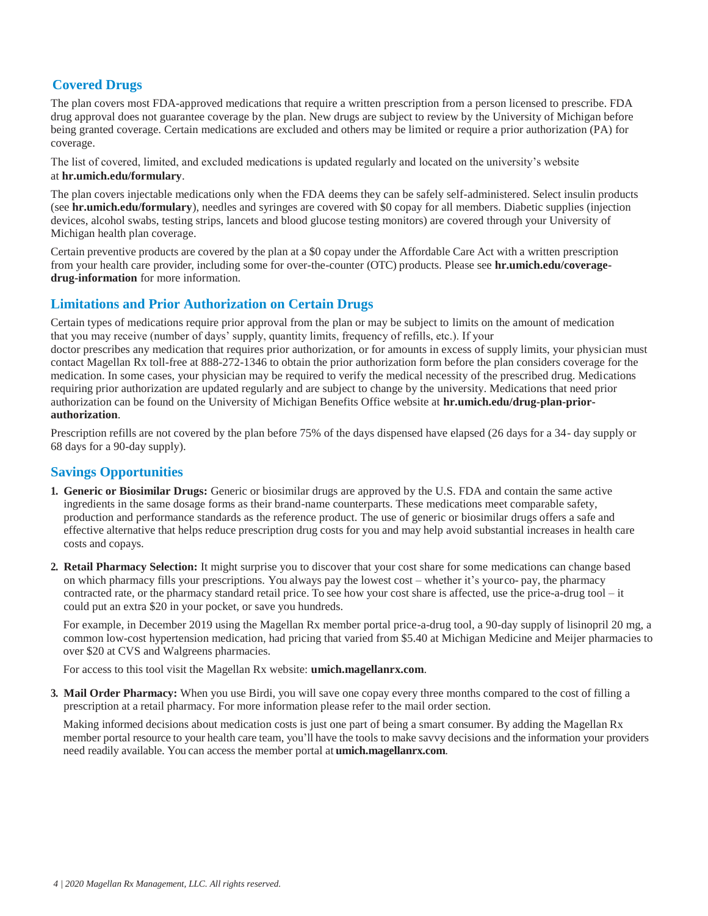## Covered Drugs

The plan covers most FDA-approved medications that require a written prescription from a person licensed to prescribe. FDA drug approval does not guarantee coverage by the plan. New drugs are subject to review by the University of Michigan before being granted coverage. Certain medications are excluded and others may be limited or require a prior authorization (PA) for coverage.

The list of covered, limited, and excluded medications is updated regularly and located on the university's website at **hr.umich.edu/formulary**.

The plan covers injectable medications only when the FDA deems they can be safely self-administered. Select insulin products (see **hr.umich.edu/formulary**), needles and syringes are covered with $0 copay for all members. Diabetic supplies (injection devices, alcohol swabs, testing strips, lancets and blood glucose testing monitors) are covered through your University of Michigan health plan coverage.

Certain preventive products are covered by the plan at a $0 copay under the Affordable Care Act with a written prescription from your health care provider, including some for over-the-counter (OTC) products. Please see **hr.umich.edu/coverage-drug-information** for more information.

## Limitations and Prior Authorization on Certain Drugs

Certain types of medications require prior approval from the plan or may be subject to limits on the amount of medication that you may receive (number of days' supply, quantity limits, frequency of refills, etc.). If your doctor prescribes any medication that requires prior authorization, or for amounts in excess of supply limits, your physician must contact Magellan Rx toll-free at 888-272-1346 to obtain the prior authorization form before the plan considers coverage for the medication. In some cases, your physician may be required to verify the medical necessity of the prescribed drug. Medications requiring prior authorization are updated regularly and are subject to change by the university. Medications that need prior authorization can be found on the University of Michigan Benefits Office website at **hr.umich.edu/drug-plan-prior-authorization**.

Prescription refills are not covered by the plan before 75% of the days dispensed have elapsed (26 days for a 34- day supply or 68 days for a 90-day supply).

## Savings Opportunities

1. **Generic or Biosimilar Drugs:** Generic or biosimilar drugs are approved by the U.S. FDA and contain the same active ingredients in the same dosage forms as their brand-name counterparts. These medications meet comparable safety, production and performance standards as the reference product. The use of generic or biosimilar drugs offers a safe and effective alternative that helps reduce prescription drug costs for you and may help avoid substantial increases in health care costs and copays.

2. **Retail Pharmacy Selection:** It might surprise you to discover that your cost share for some medications can change based on which pharmacy fills your prescriptions. You always pay the lowest cost – whether it's your co- pay, the pharmacy contracted rate, or the pharmacy standard retail price. To see how your cost share is affected, use the price-a-drug tool – it could put an extra $20 in your pocket, or save you hundreds.

   For example, in December 2019 using the Magellan Rx member portal price-a-drug tool, a 90-day supply of lisinopril 20 mg, a common low-cost hypertension medication, had pricing that varied from $5.40 at Michigan Medicine and Meijer pharmacies to over $20 at CVS and Walgreens pharmacies.

   For access to this tool visit the Magellan Rx website: **umich.magellanrx.com**.

3. **Mail Order Pharmacy:** When you use Birdi, you will save one copay every three months compared to the cost of filling a prescription at a retail pharmacy. For more information please refer to the mail order section.

   Making informed decisions about medication costs is just one part of being a smart consumer. By adding the Magellan Rx member portal resource to your health care team, you'll have the tools to make savvy decisions and the information your providers need readily available. You can access the member portal at **umich.magellanrx.com**.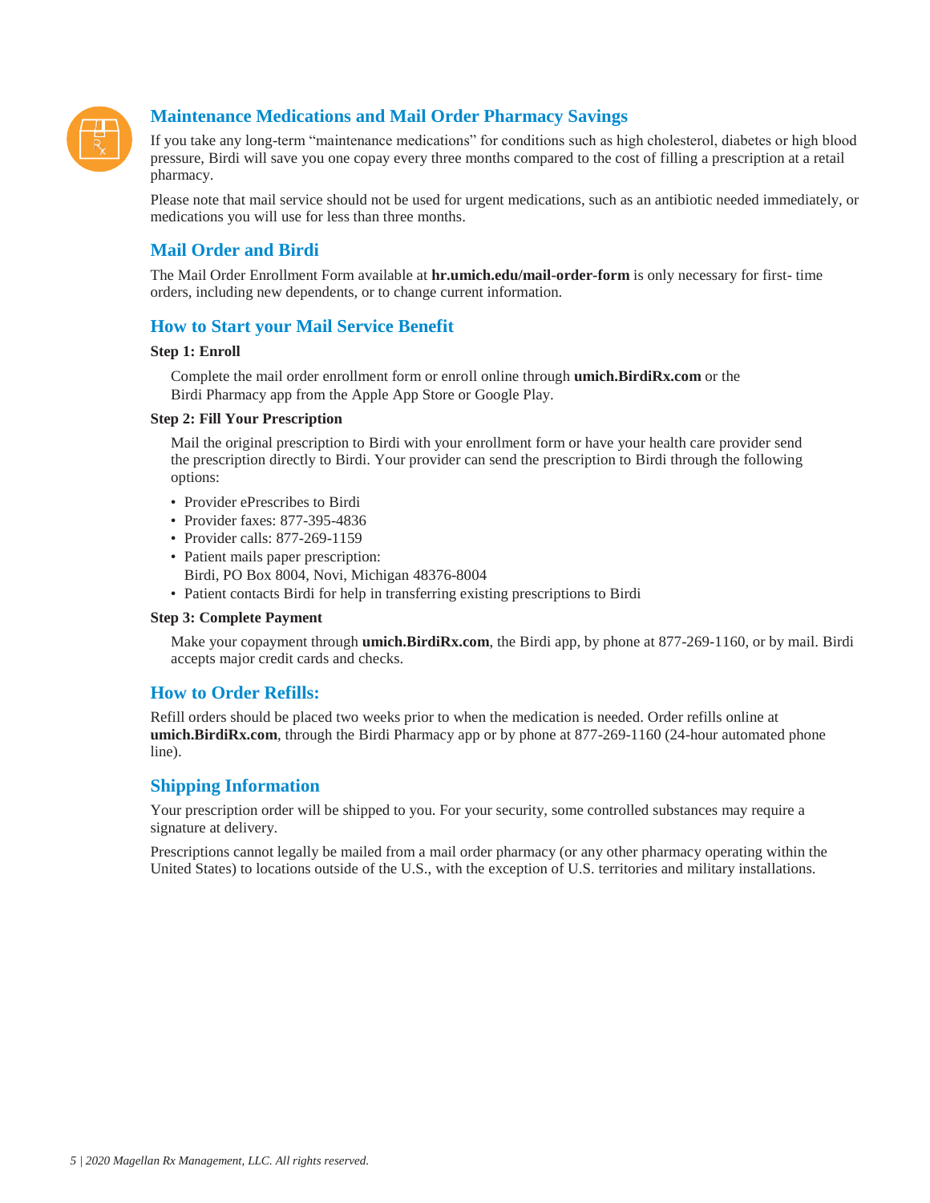## Maintenance Medications and Mail Order Pharmacy Savings

If you take any long-term "maintenance medications" for conditions such as high cholesterol, diabetes or high blood pressure, Birdi will save you one copay every three months compared to the cost of filling a prescription at a retail pharmacy.

Please note that mail service should not be used for urgent medications, such as an antibiotic needed immediately, or medications you will use for less than three months.

## Mail Order and Birdi

The Mail Order Enrollment Form available at **hr.umich.edu/mail-order-form** is only necessary for first- time orders, including new dependents, or to change current information.

## How to Start your Mail Service Benefit

**Step 1: Enroll**

Complete the mail order enrollment form or enroll online through **umich.BirdiRx.com** or the Birdi Pharmacy app from the Apple App Store or Google Play.

**Step 2: Fill Your Prescription**

Mail the original prescription to Birdi with your enrollment form or have your health care provider send the prescription directly to Birdi. Your provider can send the prescription to Birdi through the following options:

- Provider ePrescribes to Birdi
- Provider faxes: 877-395-4836
- Provider calls: 877-269-1159
- Patient mails paper prescription:
  Birdi, PO Box 8004, Novi, Michigan 48376-8004
- Patient contacts Birdi for help in transferring existing prescriptions to Birdi

**Step 3: Complete Payment**

Make your copayment through **umich.BirdiRx.com**, the Birdi app, by phone at 877-269-1160, or by mail. Birdi accepts major credit cards and checks.

## How to Order Refills:

Refill orders should be placed two weeks prior to when the medication is needed. Order refills online at **umich.BirdiRx.com**, through the Birdi Pharmacy app or by phone at 877-269-1160 (24-hour automated phone line).

## Shipping Information

Your prescription order will be shipped to you. For your security, some controlled substances may require a signature at delivery.

Prescriptions cannot legally be mailed from a mail order pharmacy (or any other pharmacy operating within the United States) to locations outside of the U.S., with the exception of U.S. territories and military installations.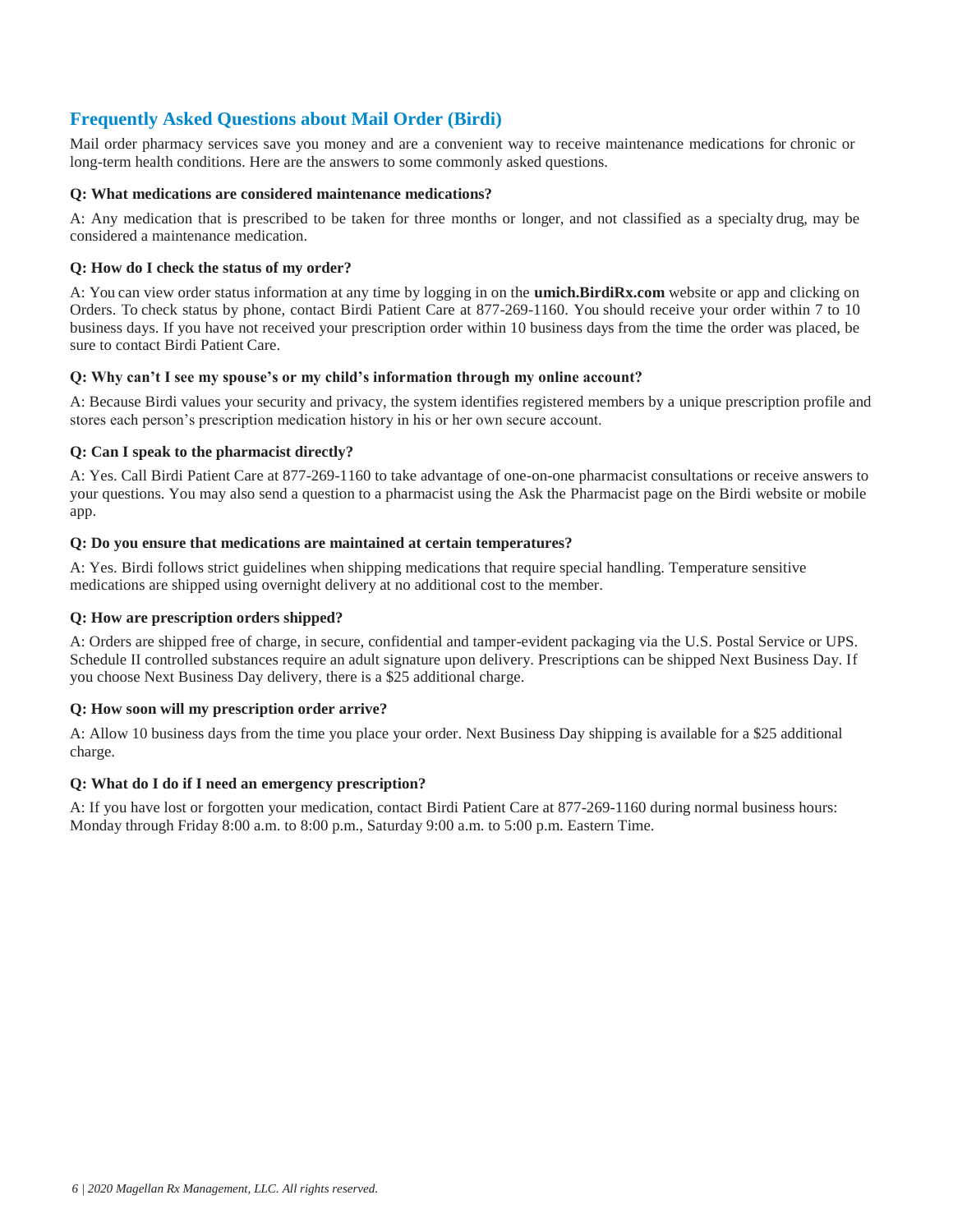## Frequently Asked Questions about Mail Order (Birdi)

Mail order pharmacy services save you money and are a convenient way to receive maintenance medications for chronic or long-term health conditions. Here are the answers to some commonly asked questions.

**Q: What medications are considered maintenance medications?**

A: Any medication that is prescribed to be taken for three months or longer, and not classified as a specialty drug, may be considered a maintenance medication.

**Q: How do I check the status of my order?**

A: You can view order status information at any time by logging in on the **umich.BirdiRx.com** website or app and clicking on Orders. To check status by phone, contact Birdi Patient Care at 877-269-1160. You should receive your order within 7 to 10 business days. If you have not received your prescription order within 10 business days from the time the order was placed, be sure to contact Birdi Patient Care.

**Q: Why can't I see my spouse's or my child's information through my online account?**

A: Because Birdi values your security and privacy, the system identifies registered members by a unique prescription profile and stores each person's prescription medication history in his or her own secure account.

**Q: Can I speak to the pharmacist directly?**

A: Yes. Call Birdi Patient Care at 877-269-1160 to take advantage of one-on-one pharmacist consultations or receive answers to your questions. You may also send a question to a pharmacist using the Ask the Pharmacist page on the Birdi website or mobile app.

**Q: Do you ensure that medications are maintained at certain temperatures?**

A: Yes. Birdi follows strict guidelines when shipping medications that require special handling. Temperature sensitive medications are shipped using overnight delivery at no additional cost to the member.

**Q: How are prescription orders shipped?**

A: Orders are shipped free of charge, in secure, confidential and tamper-evident packaging via the U.S. Postal Service or UPS. Schedule II controlled substances require an adult signature upon delivery. Prescriptions can be shipped Next Business Day. If you choose Next Business Day delivery, there is a $25 additional charge.

**Q: How soon will my prescription order arrive?**

A: Allow 10 business days from the time you place your order. Next Business Day shipping is available for a $25 additional charge.

**Q: What do I do if I need an emergency prescription?**

A: If you have lost or forgotten your medication, contact Birdi Patient Care at 877-269-1160 during normal business hours: Monday through Friday 8:00 a.m. to 8:00 p.m., Saturday 9:00 a.m. to 5:00 p.m. Eastern Time.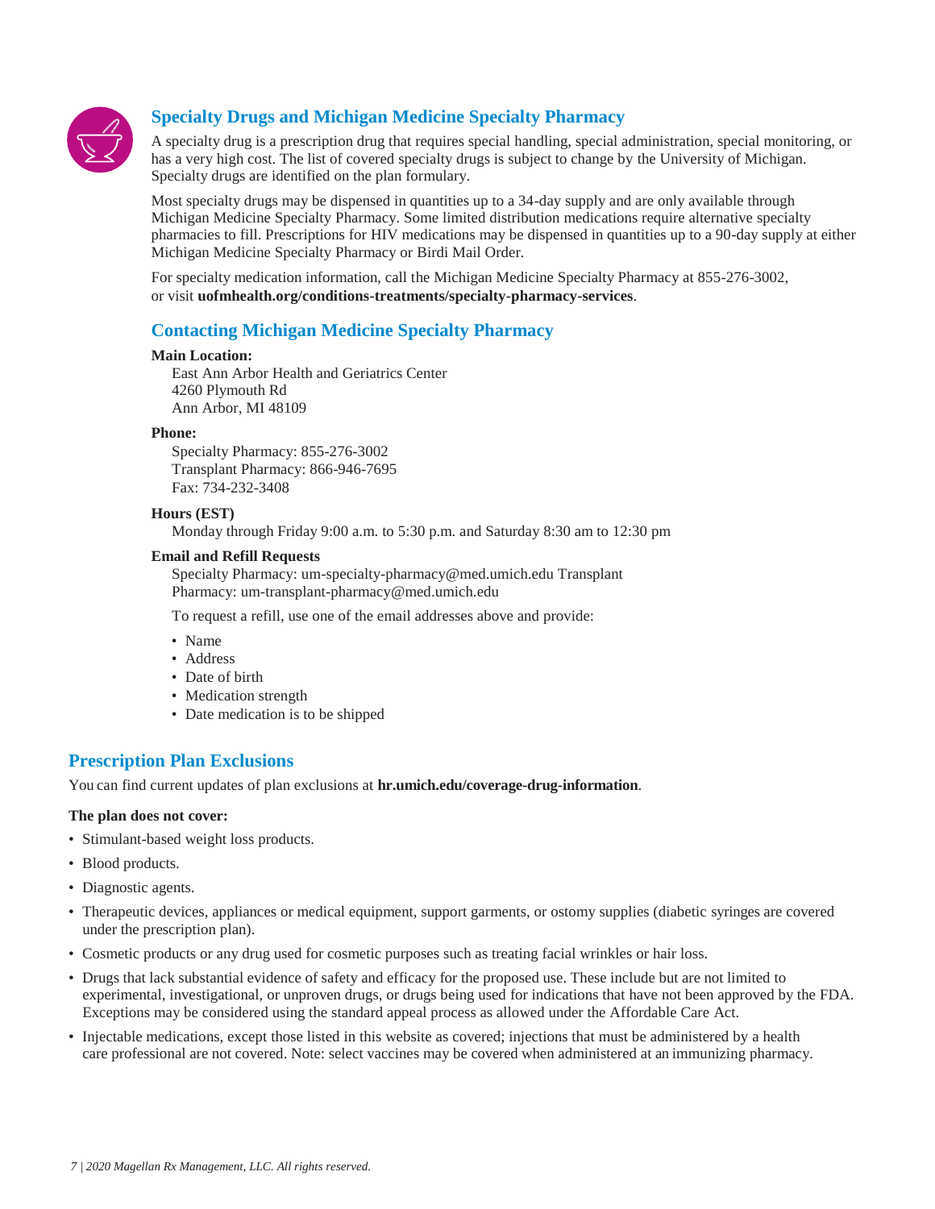## Specialty Drugs and Michigan Medicine Specialty Pharmacy

A specialty drug is a prescription drug that requires special handling, special administration, special monitoring, or has a very high cost. The list of covered specialty drugs is subject to change by the University of Michigan. Specialty drugs are identified on the plan formulary.

Most specialty drugs may be dispensed in quantities up to a 34-day supply and are only available through Michigan Medicine Specialty Pharmacy. Some limited distribution medications require alternative specialty pharmacies to fill. Prescriptions for HIV medications may be dispensed in quantities up to a 90-day supply at either Michigan Medicine Specialty Pharmacy or Birdi Mail Order.

For specialty medication information, call the Michigan Medicine Specialty Pharmacy at 855-276-3002, or visit **uofmhealth.org/conditions-treatments/specialty-pharmacy-services**.

## Contacting Michigan Medicine Specialty Pharmacy

**Main Location:**

East Ann Arbor Health and Geriatrics Center
4260 Plymouth Rd
Ann Arbor, MI 48109

**Phone:**

Specialty Pharmacy: 855-276-3002
Transplant Pharmacy: 866-946-7695
Fax: 734-232-3408

**Hours (EST)**

Monday through Friday 9:00 a.m. to 5:30 p.m. and Saturday 8:30 am to 12:30 pm

**Email and Refill Requests**

Specialty Pharmacy: um-specialty-pharmacy@med.umich.edu Transplant Pharmacy: um-transplant-pharmacy@med.umich.edu

To request a refill, use one of the email addresses above and provide:

- Name
- Address
- Date of birth
- Medication strength
- Date medication is to be shipped

## Prescription Plan Exclusions

You can find current updates of plan exclusions at **hr.umich.edu/coverage-drug-information**.

**The plan does not cover:**

- Stimulant-based weight loss products.
- Blood products.
- Diagnostic agents.
- Therapeutic devices, appliances or medical equipment, support garments, or ostomy supplies (diabetic syringes are covered under the prescription plan).
- Cosmetic products or any drug used for cosmetic purposes such as treating facial wrinkles or hair loss.
- Drugs that lack substantial evidence of safety and efficacy for the proposed use. These include but are not limited to experimental, investigational, or unproven drugs, or drugs being used for indications that have not been approved by the FDA. Exceptions may be considered using the standard appeal process as allowed under the Affordable Care Act.
- Injectable medications, except those listed in this website as covered; injections that must be administered by a health care professional are not covered. Note: select vaccines may be covered when administered at an immunizing pharmacy.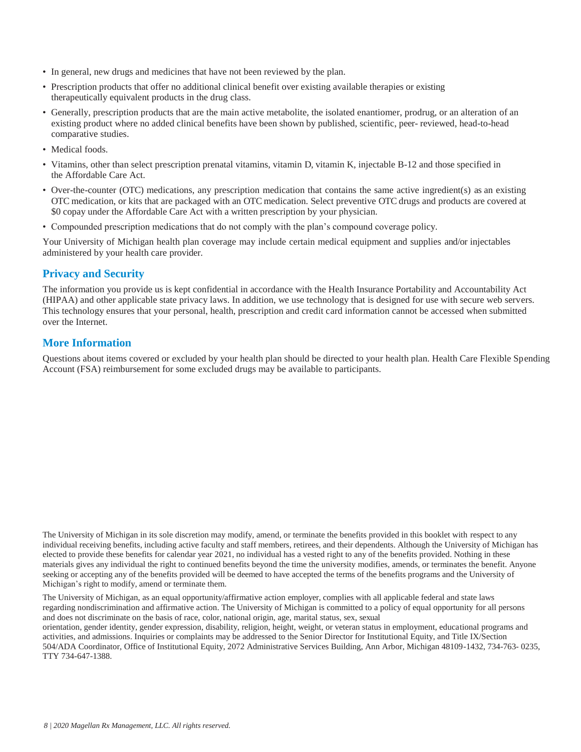- In general, new drugs and medicines that have not been reviewed by the plan.
- Prescription products that offer no additional clinical benefit over existing available therapies or existing therapeutically equivalent products in the drug class.
- Generally, prescription products that are the main active metabolite, the isolated enantiomer, prodrug, or an alteration of an existing product where no added clinical benefits have been shown by published, scientific, peer- reviewed, head-to-head comparative studies.
- Medical foods.
- Vitamins, other than select prescription prenatal vitamins, vitamin D, vitamin K, injectable B-12 and those specified in the Affordable Care Act.
- Over-the-counter (OTC) medications, any prescription medication that contains the same active ingredient(s) as an existing OTC medication, or kits that are packaged with an OTC medication. Select preventive OTC drugs and products are covered at $0 copay under the Affordable Care Act with a written prescription by your physician.
- Compounded prescription medications that do not comply with the plan's compound coverage policy.

Your University of Michigan health plan coverage may include certain medical equipment and supplies and/or injectables administered by your health care provider.

## Privacy and Security

The information you provide us is kept confidential in accordance with the Health Insurance Portability and Accountability Act (HIPAA) and other applicable state privacy laws. In addition, we use technology that is designed for use with secure web servers. This technology ensures that your personal, health, prescription and credit card information cannot be accessed when submitted over the Internet.

## More Information

Questions about items covered or excluded by your health plan should be directed to your health plan. Health Care Flexible Spending Account (FSA) reimbursement for some excluded drugs may be available to participants.

The University of Michigan in its sole discretion may modify, amend, or terminate the benefits provided in this booklet with respect to any individual receiving benefits, including active faculty and staff members, retirees, and their dependents. Although the University of Michigan has elected to provide these benefits for calendar year 2021, no individual has a vested right to any of the benefits provided. Nothing in these materials gives any individual the right to continued benefits beyond the time the university modifies, amends, or terminates the benefit. Anyone seeking or accepting any of the benefits provided will be deemed to have accepted the terms of the benefits programs and the University of Michigan's right to modify, amend or terminate them.

The University of Michigan, as an equal opportunity/affirmative action employer, complies with all applicable federal and state laws regarding nondiscrimination and affirmative action. The University of Michigan is committed to a policy of equal opportunity for all persons and does not discriminate on the basis of race, color, national origin, age, marital status, sex, sexual orientation, gender identity, gender expression, disability, religion, height, weight, or veteran status in employment, educational programs and activities, and admissions. Inquiries or complaints may be addressed to the Senior Director for Institutional Equity, and Title IX/Section 504/ADA Coordinator, Office of Institutional Equity, 2072 Administrative Services Building, Ann Arbor, Michigan 48109-1432, 734-763- 0235, TTY 734-647-1388.

*2020 Magellan Rx Management, LLC. All rights reserved.*